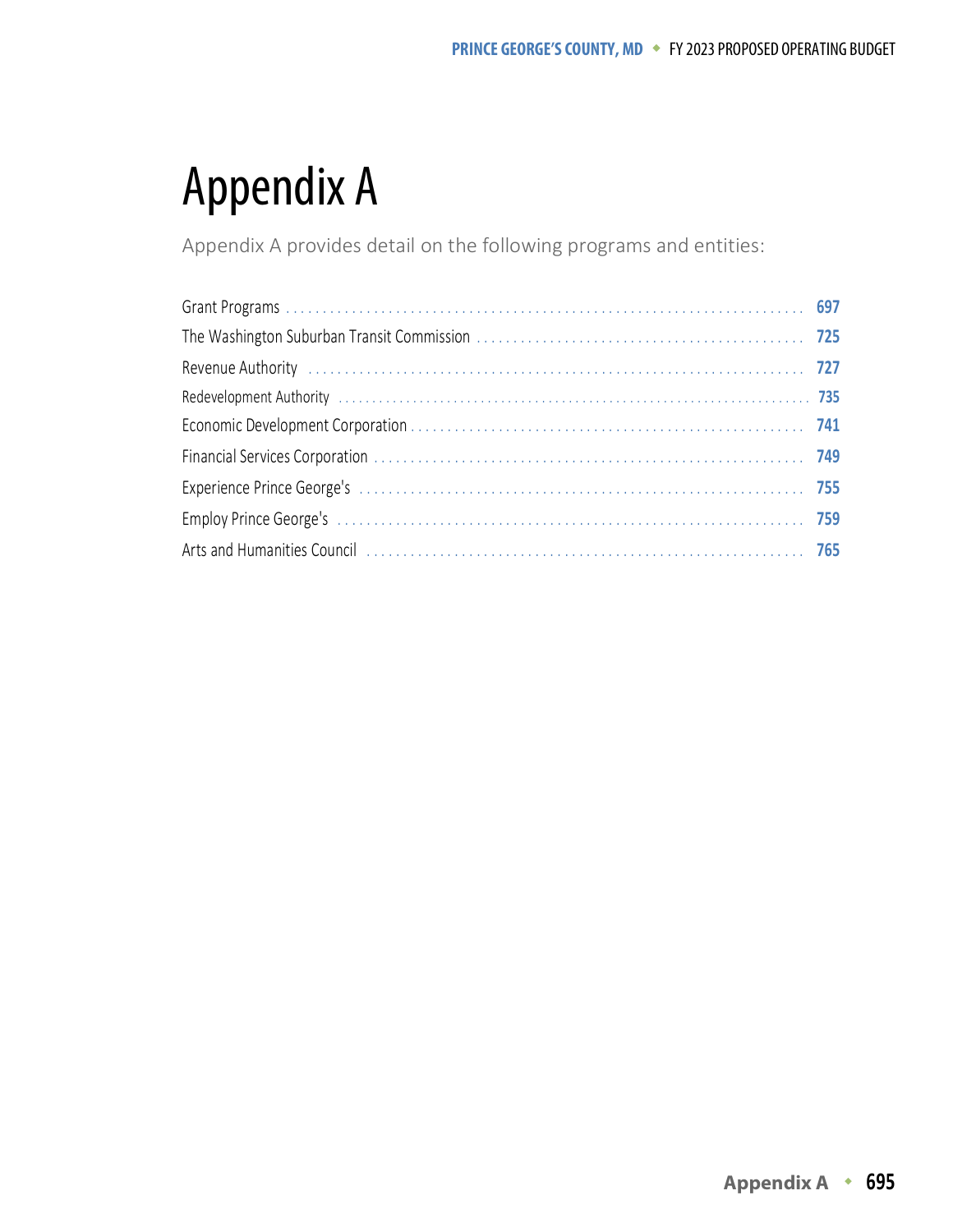# Appendix A

Appendix A provides detail on the following programs and entities:

| | |
|---|---|
| Grant Programs | 697 |
| The Washington Suburban Transit Commission | 725 |
| Revenue Authority | 727 |
| Redevelopment Authority | 735 |
| Economic Development Corporation | 741 |
| Financial Services Corporation | 749 |
| Experience Prince George's | 755 |
| Employ Prince George's | 759 |
| Arts and Humanities Council | 765 |